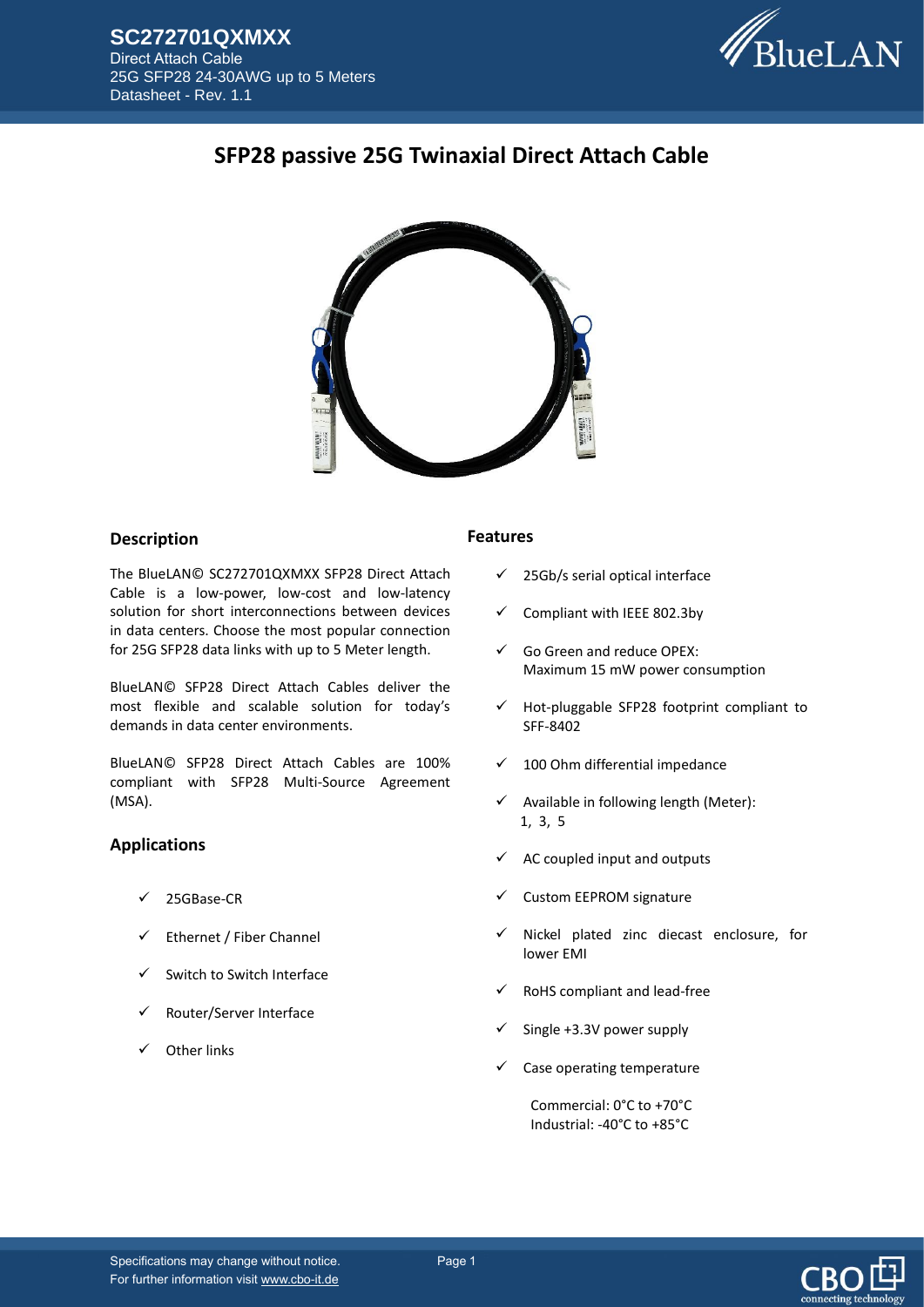**SC272701QXMXX**
Direct Attach Cable
25G SFP28 24-30AWG up to 5 Meters
Datasheet - Rev. 1.1

# SFP28 passive 25G Twinaxial Direct Attach Cable

## Description

The BlueLAN© SC272701QXMXX SFP28 Direct Attach Cable is a low-power, low-cost and low-latency solution for short interconnections between devices in data centers. Choose the most popular connection for 25G SFP28 data links with up to 5 Meter length.

BlueLAN© SFP28 Direct Attach Cables deliver the most flexible and scalable solution for today's demands in data center environments.

BlueLAN© SFP28 Direct Attach Cables are 100% compliant with SFP28 Multi-Source Agreement (MSA).

## Applications

- ✓ 25GBase-CR
- ✓ Ethernet / Fiber Channel
- ✓ Switch to Switch Interface
- ✓ Router/Server Interface
- ✓ Other links

## Features

- ✓ 25Gb/s serial optical interface
- ✓ Compliant with IEEE 802.3by
- ✓ Go Green and reduce OPEX: Maximum 15 mW power consumption
- ✓ Hot-pluggable SFP28 footprint compliant to SFF-8402
- ✓ 100 Ohm differential impedance
- ✓ Available in following length (Meter): 1, 3, 5
- ✓ AC coupled input and outputs
- ✓ Custom EEPROM signature
- ✓ Nickel plated zinc diecast enclosure, for lower EMI
- ✓ RoHS compliant and lead-free
- ✓ Single +3.3V power supply
- ✓ Case operating temperature

  Commercial: 0°C to +70°C
  Industrial: -40°C to +85°C

Specifications may change without notice.
For further information visit www.cbo-it.de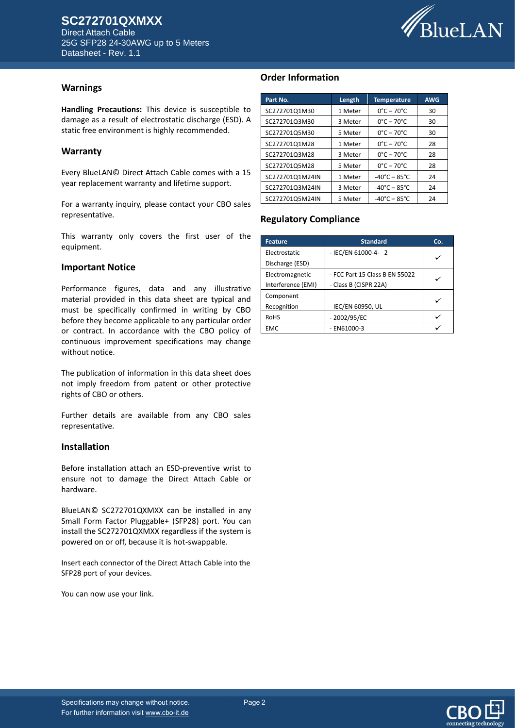## Warnings

**Handling Precautions:** This device is susceptible to damage as a result of electrostatic discharge (ESD). A static free environment is highly recommended.

## Warranty

Every BlueLAN© Direct Attach Cable comes with a 15 year replacement warranty and lifetime support.

For a warranty inquiry, please contact your CBO sales representative.

This warranty only covers the first user of the equipment.

## Important Notice

Performance figures, data and any illustrative material provided in this data sheet are typical and must be specifically confirmed in writing by CBO before they become applicable to any particular order or contract. In accordance with the CBO policy of continuous improvement specifications may change without notice.

The publication of information in this data sheet does not imply freedom from patent or other protective rights of CBO or others.

Further details are available from any CBO sales representative.

## Installation

Before installation attach an ESD-preventive wrist to ensure not to damage the Direct Attach Cable or hardware.

BlueLAN© SC272701QXMXX can be installed in any Small Form Factor Pluggable+ (SFP28) port. You can install the SC272701QXMXX regardless if the system is powered on or off, because it is hot-swappable.

Insert each connector of the Direct Attach Cable into the SFP28 port of your devices.

You can now use your link.

## Order Information

| Part No. | Length | Temperature | AWG |
|---|---|---|---|
| SC272701Q1M30 | 1 Meter | 0°C – 70°C | 30 |
| SC272701Q3M30 | 3 Meter | 0°C – 70°C | 30 |
| SC272701Q5M30 | 5 Meter | 0°C – 70°C | 30 |
| SC272701Q1M28 | 1 Meter | 0°C – 70°C | 28 |
| SC272701Q3M28 | 3 Meter | 0°C – 70°C | 28 |
| SC272701Q5M28 | 5 Meter | 0°C – 70°C | 28 |
| SC272701Q1M24IN | 1 Meter | -40°C – 85°C | 24 |
| SC272701Q3M24IN | 3 Meter | -40°C – 85°C | 24 |
| SC272701Q5M24IN | 5 Meter | -40°C – 85°C | 24 |

## Regulatory Compliance

| Feature | Standard | Co. |
|---|---|---|
| Electrostatic Discharge (ESD) | - IEC/EN 61000-4- 2 | ✓ |
| Electromagnetic Interference (EMI) | - FCC Part 15 Class B EN 55022 - Class B (CISPR 22A) | ✓ |
| Component Recognition | - IEC/EN 60950, UL | ✓ |
| RoHS | - 2002/95/EC | ✓ |
| EMC | - EN61000-3 | ✓ |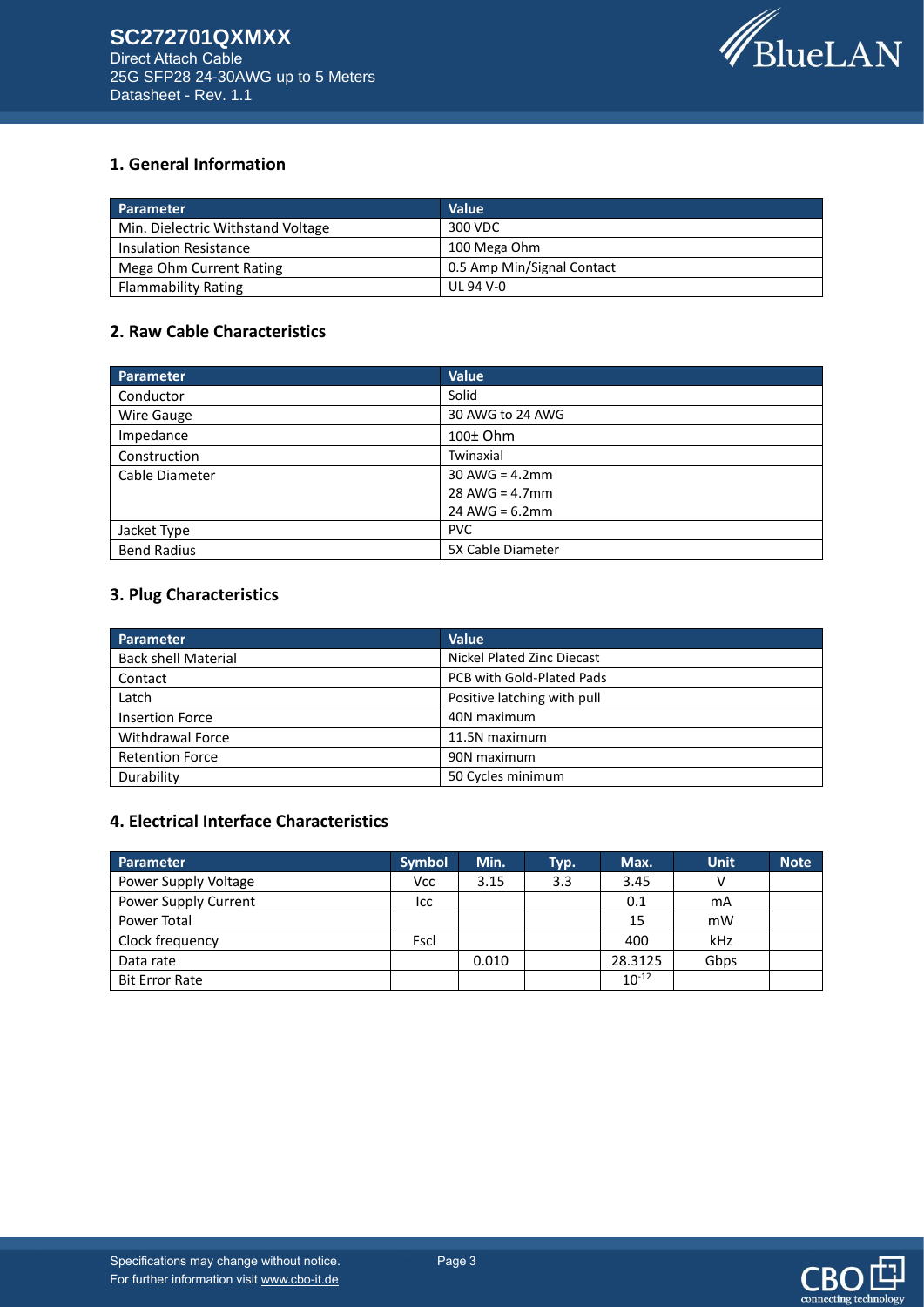## 1. General Information

| Parameter | Value |
|---|---|
| Min. Dielectric Withstand Voltage | 300 VDC |
| Insulation Resistance | 100 Mega Ohm |
| Mega Ohm Current Rating | 0.5 Amp Min/Signal Contact |
| Flammability Rating | UL 94 V-0 |

## 2. Raw Cable Characteristics

| Parameter | Value |
|---|---|
| Conductor | Solid |
| Wire Gauge | 30 AWG to 24 AWG |
| Impedance | 100± Ohm |
| Construction | Twinaxial |
| Cable Diameter | 30 AWG = 4.2mm<br>28 AWG = 4.7mm<br>24 AWG = 6.2mm |
| Jacket Type | PVC |
| Bend Radius | 5X Cable Diameter |

## 3. Plug Characteristics

| Parameter | Value |
|---|---|
| Back shell Material | Nickel Plated Zinc Diecast |
| Contact | PCB with Gold-Plated Pads |
| Latch | Positive latching with pull |
| Insertion Force | 40N maximum |
| Withdrawal Force | 11.5N maximum |
| Retention Force | 90N maximum |
| Durability | 50 Cycles minimum |

## 4. Electrical Interface Characteristics

| Parameter | Symbol | Min. | Typ. | Max. | Unit | Note |
|---|---|---|---|---|---|---|
| Power Supply Voltage | Vcc | 3.15 | 3.3 | 3.45 | V | |
| Power Supply Current | Icc | | | 0.1 | mA | |
| Power Total | | | | 15 | mW | |
| Clock frequency | Fscl | | | 400 | kHz | |
| Data rate | | 0.010 | | 28.3125 | Gbps | |
| Bit Error Rate | | | | $10^{-12}$ | | |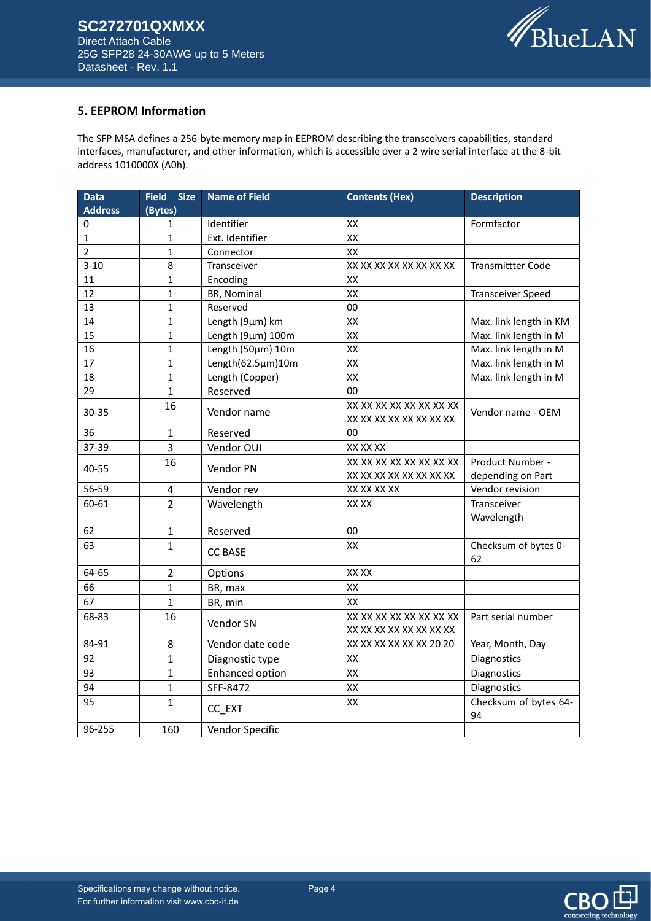## 5. EEPROM Information

The SFP MSA defines a 256-byte memory map in EEPROM describing the transceivers capabilities, standard interfaces, manufacturer, and other information, which is accessible over a 2 wire serial interface at the 8-bit address 1010000X (A0h).

| Data Address | Field Size (Bytes) | Name of Field | Contents (Hex) | Description |
|---|---|---|---|---|
| 0 | 1 | Identifier | XX | Formfactor |
| 1 | 1 | Ext. Identifier | XX | |
| 2 | 1 | Connector | XX | |
| 3-10 | 8 | Transceiver | XX XX XX XX XX XX XX XX | Transmittter Code |
| 11 | 1 | Encoding | XX | |
| 12 | 1 | BR, Nominal | XX | Transceiver Speed |
| 13 | 1 | Reserved | 00 | |
| 14 | 1 | Length (9µm) km | XX | Max. link length in KM |
| 15 | 1 | Length (9µm) 100m | XX | Max. link length in M |
| 16 | 1 | Length (50µm) 10m | XX | Max. link length in M |
| 17 | 1 | Length(62.5µm)10m | XX | Max. link length in M |
| 18 | 1 | Length (Copper) | XX | Max. link length in M |
| 29 | 1 | Reserved | 00 | |
| 30-35 | 16 | Vendor name | XX XX XX XX XX XX XX XX XX XX XX XX XX XX XX XX | Vendor name - OEM |
| 36 | 1 | Reserved | 00 | |
| 37-39 | 3 | Vendor OUI | XX XX XX | |
| 40-55 | 16 | Vendor PN | XX XX XX XX XX XX XX XX XX XX XX XX XX XX XX XX | Product Number - depending on Part |
| 56-59 | 4 | Vendor rev | XX XX XX XX | Vendor revision |
| 60-61 | 2 | Wavelength | XX XX | Transceiver Wavelength |
| 62 | 1 | Reserved | 00 | |
| 63 | 1 | CC BASE | XX | Checksum of bytes 0-62 |
| 64-65 | 2 | Options | XX XX | |
| 66 | 1 | BR, max | XX | |
| 67 | 1 | BR, min | XX | |
| 68-83 | 16 | Vendor SN | XX XX XX XX XX XX XX XX XX XX XX XX XX XX XX XX | Part serial number |
| 84-91 | 8 | Vendor date code | XX XX XX XX XX XX 20 20 | Year, Month, Day |
| 92 | 1 | Diagnostic type | XX | Diagnostics |
| 93 | 1 | Enhanced option | XX | Diagnostics |
| 94 | 1 | SFF-8472 | XX | Diagnostics |
| 95 | 1 | CC_EXT | XX | Checksum of bytes 64-94 |
| 96-255 | 160 | Vendor Specific | | |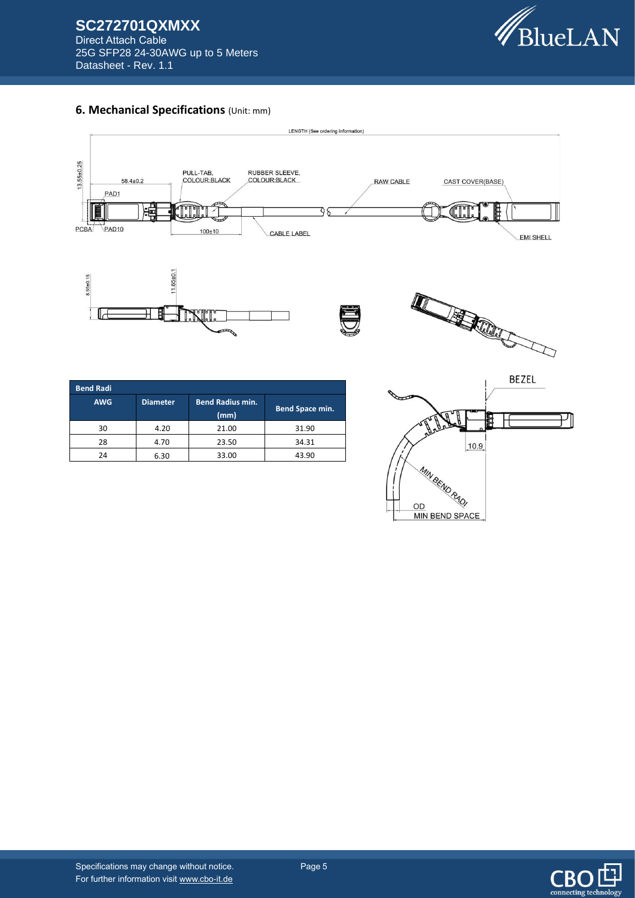## 6. Mechanical Specifications (Unit: mm)

LENGTH (See ordering information)

13.55±0.25

58.4±0.2

PULL-TAB, COLOUR:BLACK

RUBBER SLEEVE, COLOUR:BLACK

RAW CABLE

CAST COVER(BASE)

PAD1

PCBA

PAD10

100±10

CABLE LABEL

EMI SHELL

8.55±0.15

11.65±0.1

| Bend Radi | | | |
|---|---|---|---|
| **AWG** | **Diameter** | **Bend Radius min. (mm)** | **Bend Space min.** |
| 30 | 4.20 | 21.00 | 31.90 |
| 28 | 4.70 | 23.50 | 34.31 |
| 24 | 6.30 | 33.00 | 43.90 |

BEZEL

10.9

MIN BEND RADI

OD

MIN BEND SPACE